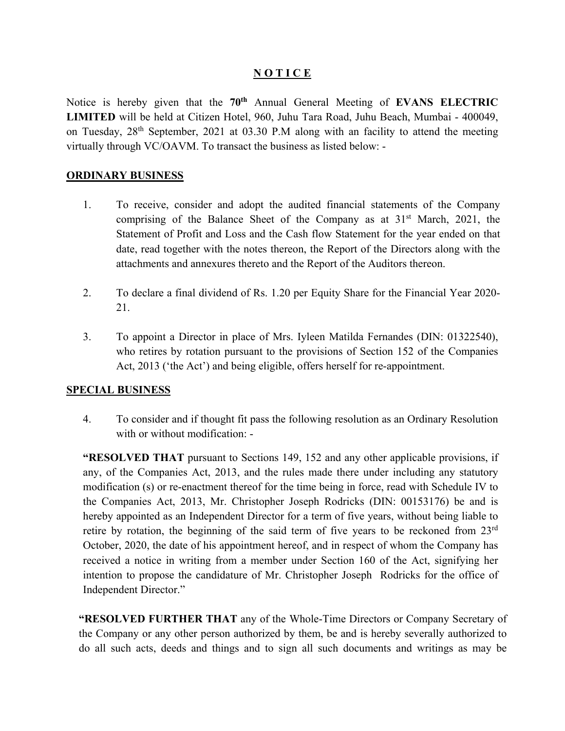# N O T I C E

Notice is hereby given that the **70th** Annual General Meeting of **EVANS ELECTRIC LIMITED** will be held at Citizen Hotel, 960, Juhu Tara Road, Juhu Beach, Mumbai - 400049, on Tuesday, 28th September, 2021 at 03.30 P.M along with an facility to attend the meeting virtually through VC/OAVM. To transact the business as listed below: -

## ORDINARY BUSINESS

1. To receive, consider and adopt the audited financial statements of the Company comprising of the Balance Sheet of the Company as at 31st March, 2021, the Statement of Profit and Loss and the Cash flow Statement for the year ended on that date, read together with the notes thereon, the Report of the Directors along with the attachments and annexures thereto and the Report of the Auditors thereon.

2. To declare a final dividend of Rs. 1.20 per Equity Share for the Financial Year 2020-21.

3. To appoint a Director in place of Mrs. Iyleen Matilda Fernandes (DIN: 01322540), who retires by rotation pursuant to the provisions of Section 152 of the Companies Act, 2013 ('the Act') and being eligible, offers herself for re-appointment.

## SPECIAL BUSINESS

4. To consider and if thought fit pass the following resolution as an Ordinary Resolution with or without modification: -

**"RESOLVED THAT** pursuant to Sections 149, 152 and any other applicable provisions, if any, of the Companies Act, 2013, and the rules made there under including any statutory modification (s) or re-enactment thereof for the time being in force, read with Schedule IV to the Companies Act, 2013, Mr. Christopher Joseph Rodricks (DIN: 00153176) be and is hereby appointed as an Independent Director for a term of five years, without being liable to retire by rotation, the beginning of the said term of five years to be reckoned from 23rd October, 2020, the date of his appointment hereof, and in respect of whom the Company has received a notice in writing from a member under Section 160 of the Act, signifying her intention to propose the candidature of Mr. Christopher Joseph Rodricks for the office of Independent Director."

**"RESOLVED FURTHER THAT** any of the Whole-Time Directors or Company Secretary of the Company or any other person authorized by them, be and is hereby severally authorized to do all such acts, deeds and things and to sign all such documents and writings as may be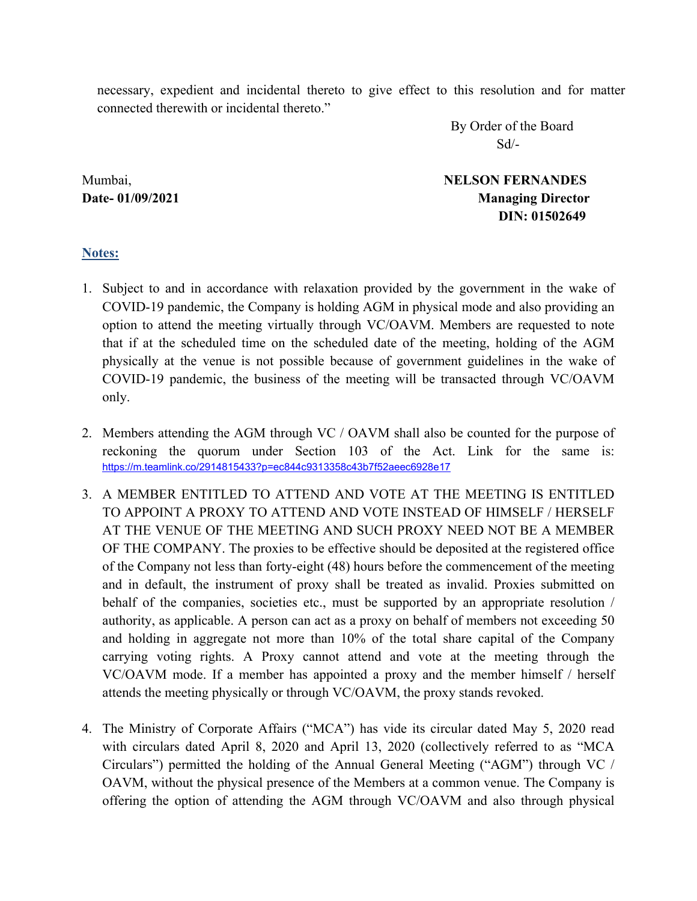necessary, expedient and incidental thereto to give effect to this resolution and for matter connected therewith or incidental thereto."

By Order of the Board
Sd/-

Mumbai,
**Date- 01/09/2021**

**NELSON FERNANDES**
**Managing Director**
**DIN: 01502649**

## Notes:

1. Subject to and in accordance with relaxation provided by the government in the wake of COVID-19 pandemic, the Company is holding AGM in physical mode and also providing an option to attend the meeting virtually through VC/OAVM. Members are requested to note that if at the scheduled time on the scheduled date of the meeting, holding of the AGM physically at the venue is not possible because of government guidelines in the wake of COVID-19 pandemic, the business of the meeting will be transacted through VC/OAVM only.

2. Members attending the AGM through VC / OAVM shall also be counted for the purpose of reckoning the quorum under Section 103 of the Act. Link for the same is: https://m.teamlink.co/2914815433?p=ec844c9313358c43b7f52aeec6928e17

3. A MEMBER ENTITLED TO ATTEND AND VOTE AT THE MEETING IS ENTITLED TO APPOINT A PROXY TO ATTEND AND VOTE INSTEAD OF HIMSELF / HERSELF AT THE VENUE OF THE MEETING AND SUCH PROXY NEED NOT BE A MEMBER OF THE COMPANY. The proxies to be effective should be deposited at the registered office of the Company not less than forty-eight (48) hours before the commencement of the meeting and in default, the instrument of proxy shall be treated as invalid. Proxies submitted on behalf of the companies, societies etc., must be supported by an appropriate resolution / authority, as applicable. A person can act as a proxy on behalf of members not exceeding 50 and holding in aggregate not more than 10% of the total share capital of the Company carrying voting rights. A Proxy cannot attend and vote at the meeting through the VC/OAVM mode. If a member has appointed a proxy and the member himself / herself attends the meeting physically or through VC/OAVM, the proxy stands revoked.

4. The Ministry of Corporate Affairs ("MCA") has vide its circular dated May 5, 2020 read with circulars dated April 8, 2020 and April 13, 2020 (collectively referred to as "MCA Circulars") permitted the holding of the Annual General Meeting ("AGM") through VC / OAVM, without the physical presence of the Members at a common venue. The Company is offering the option of attending the AGM through VC/OAVM and also through physical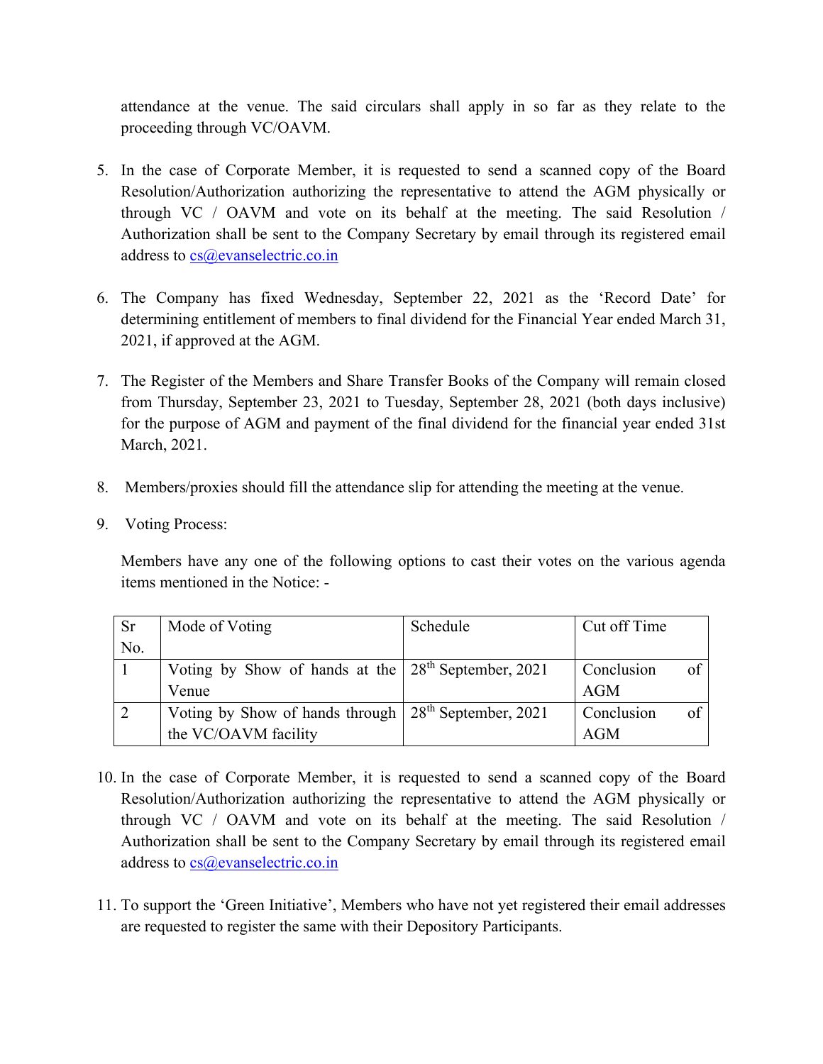attendance at the venue. The said circulars shall apply in so far as they relate to the proceeding through VC/OAVM.

5. In the case of Corporate Member, it is requested to send a scanned copy of the Board Resolution/Authorization authorizing the representative to attend the AGM physically or through VC / OAVM and vote on its behalf at the meeting. The said Resolution / Authorization shall be sent to the Company Secretary by email through its registered email address to cs@evanselectric.co.in

6. The Company has fixed Wednesday, September 22, 2021 as the 'Record Date' for determining entitlement of members to final dividend for the Financial Year ended March 31, 2021, if approved at the AGM.

7. The Register of the Members and Share Transfer Books of the Company will remain closed from Thursday, September 23, 2021 to Tuesday, September 28, 2021 (both days inclusive) for the purpose of AGM and payment of the final dividend for the financial year ended 31st March, 2021.

8. Members/proxies should fill the attendance slip for attending the meeting at the venue.

9. Voting Process:

   Members have any one of the following options to cast their votes on the various agenda items mentioned in the Notice: -

| Sr No. | Mode of Voting | Schedule | Cut off Time |
|---|---|---|---|
| 1 | Voting by Show of hands at the Venue | 28th September, 2021 | Conclusion of AGM |
| 2 | Voting by Show of hands through the VC/OAVM facility | 28th September, 2021 | Conclusion of AGM |

10. In the case of Corporate Member, it is requested to send a scanned copy of the Board Resolution/Authorization authorizing the representative to attend the AGM physically or through VC / OAVM and vote on its behalf at the meeting. The said Resolution / Authorization shall be sent to the Company Secretary by email through its registered email address to cs@evanselectric.co.in

11. To support the 'Green Initiative', Members who have not yet registered their email addresses are requested to register the same with their Depository Participants.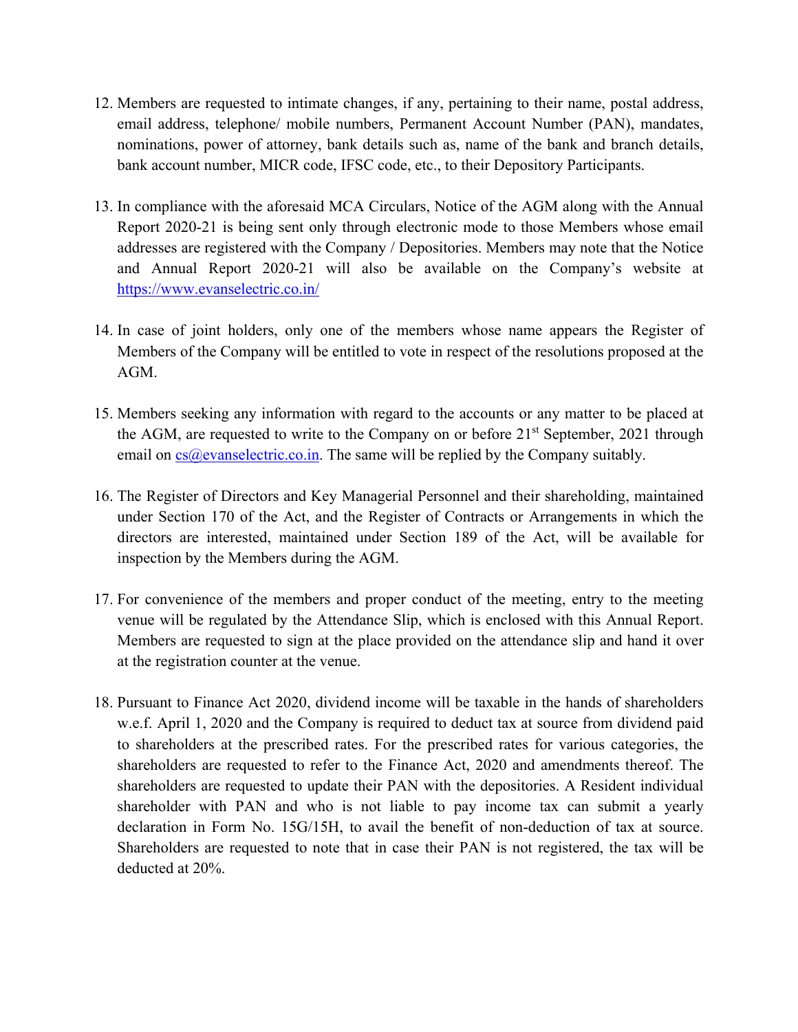12. Members are requested to intimate changes, if any, pertaining to their name, postal address, email address, telephone/ mobile numbers, Permanent Account Number (PAN), mandates, nominations, power of attorney, bank details such as, name of the bank and branch details, bank account number, MICR code, IFSC code, etc., to their Depository Participants.

13. In compliance with the aforesaid MCA Circulars, Notice of the AGM along with the Annual Report 2020-21 is being sent only through electronic mode to those Members whose email addresses are registered with the Company / Depositories. Members may note that the Notice and Annual Report 2020-21 will also be available on the Company's website at https://www.evanselectric.co.in/

14. In case of joint holders, only one of the members whose name appears the Register of Members of the Company will be entitled to vote in respect of the resolutions proposed at the AGM.

15. Members seeking any information with regard to the accounts or any matter to be placed at the AGM, are requested to write to the Company on or before 21st September, 2021 through email on cs@evanselectric.co.in. The same will be replied by the Company suitably.

16. The Register of Directors and Key Managerial Personnel and their shareholding, maintained under Section 170 of the Act, and the Register of Contracts or Arrangements in which the directors are interested, maintained under Section 189 of the Act, will be available for inspection by the Members during the AGM.

17. For convenience of the members and proper conduct of the meeting, entry to the meeting venue will be regulated by the Attendance Slip, which is enclosed with this Annual Report. Members are requested to sign at the place provided on the attendance slip and hand it over at the registration counter at the venue.

18. Pursuant to Finance Act 2020, dividend income will be taxable in the hands of shareholders w.e.f. April 1, 2020 and the Company is required to deduct tax at source from dividend paid to shareholders at the prescribed rates. For the prescribed rates for various categories, the shareholders are requested to refer to the Finance Act, 2020 and amendments thereof. The shareholders are requested to update their PAN with the depositories. A Resident individual shareholder with PAN and who is not liable to pay income tax can submit a yearly declaration in Form No. 15G/15H, to avail the benefit of non-deduction of tax at source. Shareholders are requested to note that in case their PAN is not registered, the tax will be deducted at 20%.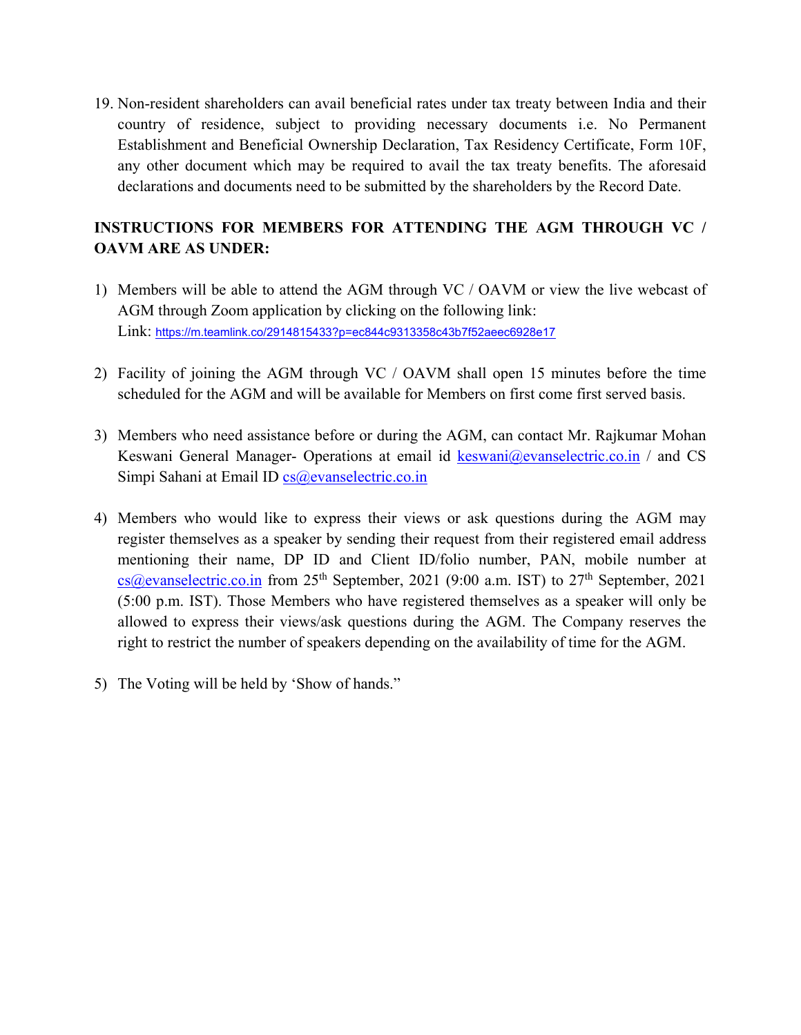19. Non-resident shareholders can avail beneficial rates under tax treaty between India and their country of residence, subject to providing necessary documents i.e. No Permanent Establishment and Beneficial Ownership Declaration, Tax Residency Certificate, Form 10F, any other document which may be required to avail the tax treaty benefits. The aforesaid declarations and documents need to be submitted by the shareholders by the Record Date.

**INSTRUCTIONS FOR MEMBERS FOR ATTENDING THE AGM THROUGH VC / OAVM ARE AS UNDER:**

1) Members will be able to attend the AGM through VC / OAVM or view the live webcast of AGM through Zoom application by clicking on the following link:
   Link: https://m.teamlink.co/2914815433?p=ec844c9313358c43b7f52aeec6928e17

2) Facility of joining the AGM through VC / OAVM shall open 15 minutes before the time scheduled for the AGM and will be available for Members on first come first served basis.

3) Members who need assistance before or during the AGM, can contact Mr. Rajkumar Mohan Keswani General Manager- Operations at email id keswani@evanselectric.co.in / and CS Simpi Sahani at Email ID cs@evanselectric.co.in

4) Members who would like to express their views or ask questions during the AGM may register themselves as a speaker by sending their request from their registered email address mentioning their name, DP ID and Client ID/folio number, PAN, mobile number at cs@evanselectric.co.in from 25th September, 2021 (9:00 a.m. IST) to 27th September, 2021 (5:00 p.m. IST). Those Members who have registered themselves as a speaker will only be allowed to express their views/ask questions during the AGM. The Company reserves the right to restrict the number of speakers depending on the availability of time for the AGM.

5) The Voting will be held by 'Show of hands."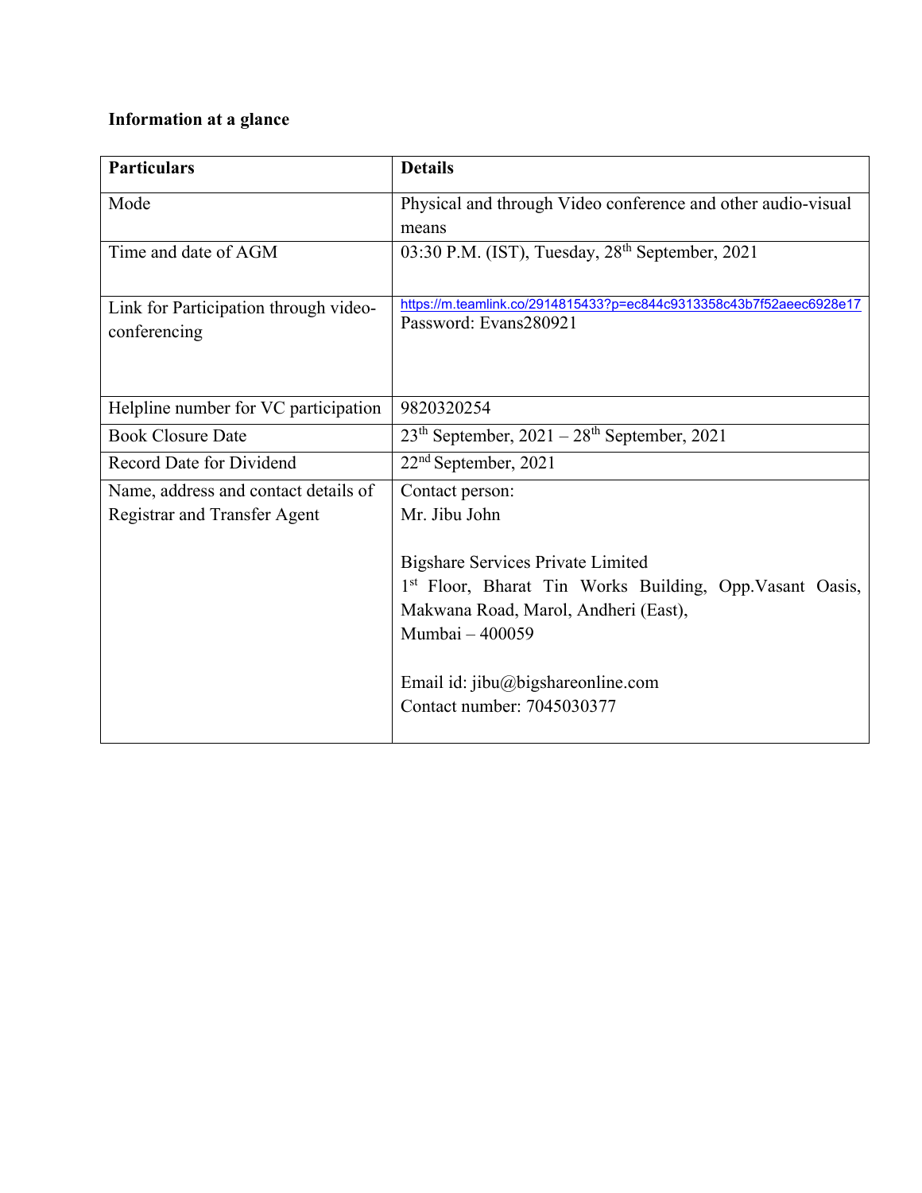**Information at a glance**

| Particulars | Details |
| --- | --- |
| Mode | Physical and through Video conference and other audio-visual means |
| Time and date of AGM | 03:30 P.M. (IST), Tuesday, 28th September, 2021 |
| Link for Participation through video-conferencing | https://m.teamlink.co/2914815433?p=ec844c9313358c43b7f52aeec6928e17<br>Password: Evans280921 |
| Helpline number for VC participation | 9820320254 |
| Book Closure Date | 23th September, 2021 – 28th September, 2021 |
| Record Date for Dividend | 22nd September, 2021 |
| Name, address and contact details of Registrar and Transfer Agent | Contact person:<br>Mr. Jibu John<br><br>Bigshare Services Private Limited<br>1st Floor, Bharat Tin Works Building, Opp.Vasant Oasis, Makwana Road, Marol, Andheri (East),<br>Mumbai – 400059<br><br>Email id: jibu@bigshareonline.com<br>Contact number: 7045030377 |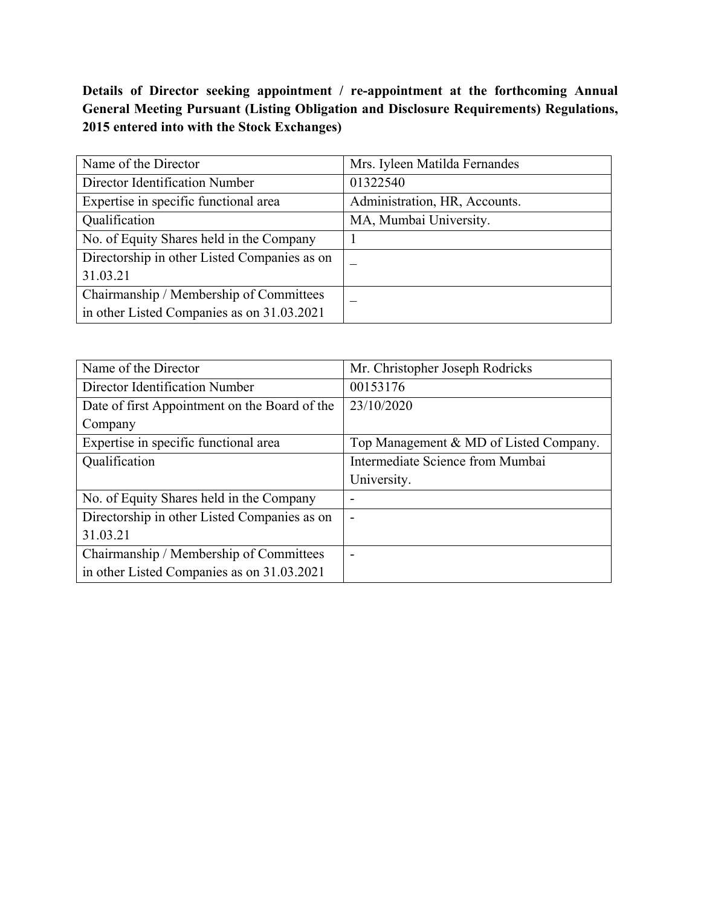**Details of Director seeking appointment / re-appointment at the forthcoming Annual General Meeting Pursuant (Listing Obligation and Disclosure Requirements) Regulations, 2015 entered into with the Stock Exchanges)**

| Name of the Director | Mrs. Iyleen Matilda Fernandes |
|---|---|
| Director Identification Number | 01322540 |
| Expertise in specific functional area | Administration, HR, Accounts. |
| Qualification | MA, Mumbai University. |
| No. of Equity Shares held in the Company | 1 |
| Directorship in other Listed Companies as on 31.03.21 | _ |
| Chairmanship / Membership of Committees in other Listed Companies as on 31.03.2021 | _ |

| Name of the Director | Mr. Christopher Joseph Rodricks |
|---|---|
| Director Identification Number | 00153176 |
| Date of first Appointment on the Board of the Company | 23/10/2020 |
| Expertise in specific functional area | Top Management & MD of Listed Company. |
| Qualification | Intermediate Science from Mumbai University. |
| No. of Equity Shares held in the Company | - |
| Directorship in other Listed Companies as on 31.03.21 | - |
| Chairmanship / Membership of Committees in other Listed Companies as on 31.03.2021 | - |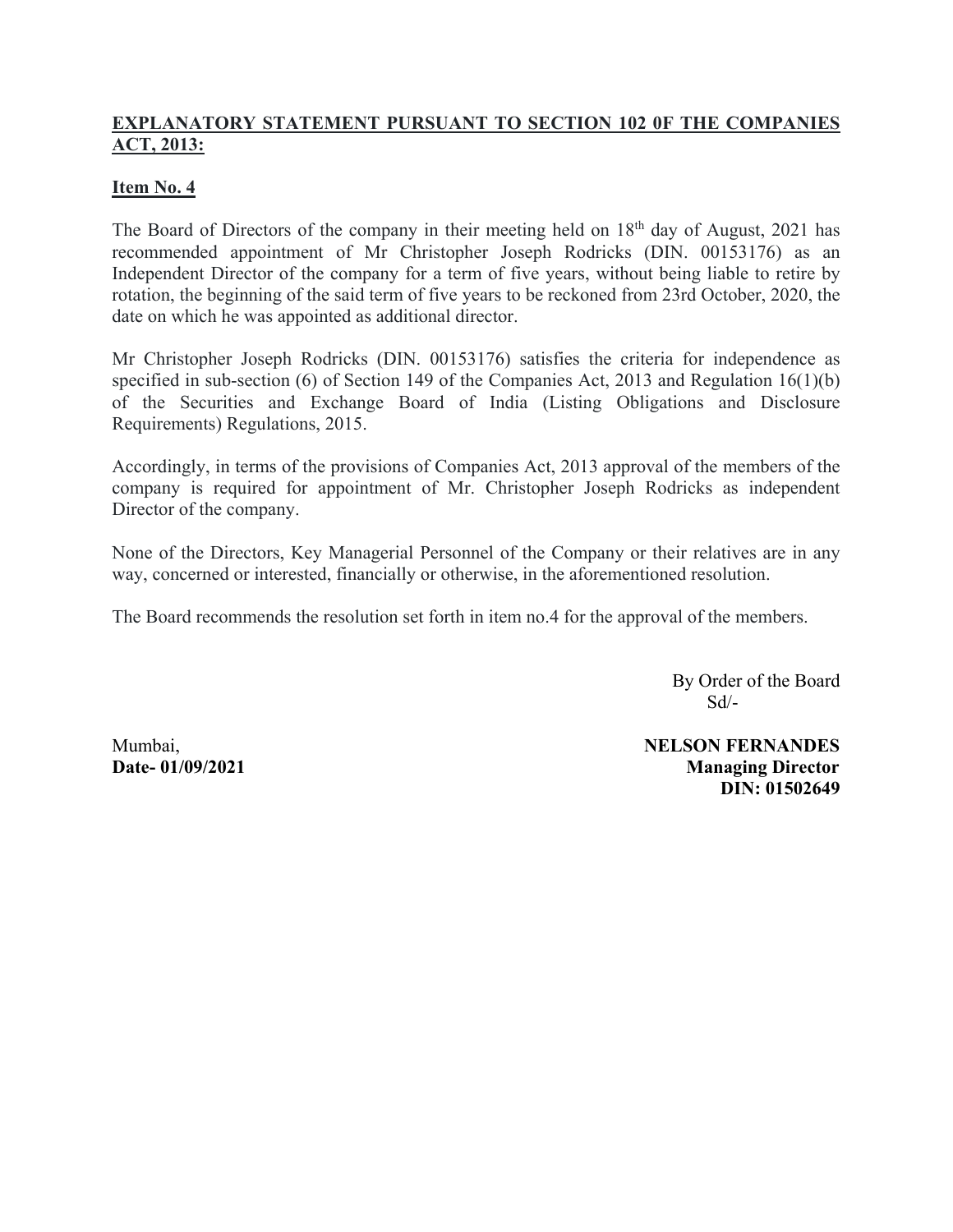**<u>EXPLANATORY STATEMENT PURSUANT TO SECTION 102 0F THE COMPANIES ACT, 2013:</u>**

**<u>Item No. 4</u>**

The Board of Directors of the company in their meeting held on 18th day of August, 2021 has recommended appointment of Mr Christopher Joseph Rodricks (DIN. 00153176) as an Independent Director of the company for a term of five years, without being liable to retire by rotation, the beginning of the said term of five years to be reckoned from 23rd October, 2020, the date on which he was appointed as additional director.

Mr Christopher Joseph Rodricks (DIN. 00153176) satisfies the criteria for independence as specified in sub-section (6) of Section 149 of the Companies Act, 2013 and Regulation 16(1)(b) of the Securities and Exchange Board of India (Listing Obligations and Disclosure Requirements) Regulations, 2015.

Accordingly, in terms of the provisions of Companies Act, 2013 approval of the members of the company is required for appointment of Mr. Christopher Joseph Rodricks as independent Director of the company.

None of the Directors, Key Managerial Personnel of the Company or their relatives are in any way, concerned or interested, financially or otherwise, in the aforementioned resolution.

The Board recommends the resolution set forth in item no.4 for the approval of the members.

By Order of the Board
Sd/-

Mumbai,
**Date- 01/09/2021**

**NELSON FERNANDES**
**Managing Director**
**DIN: 01502649**